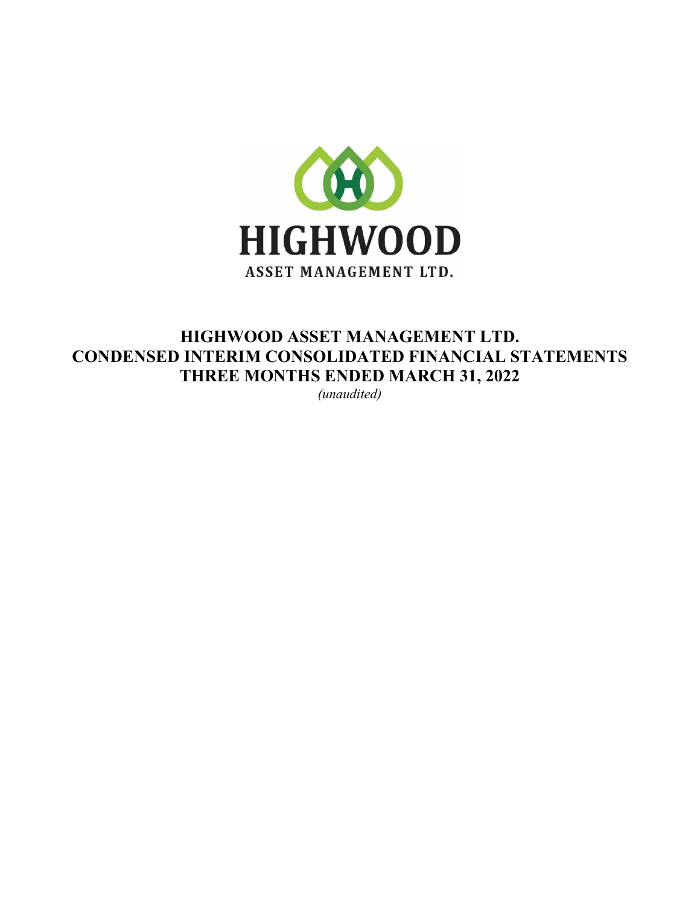HIGHWOOD

ASSET MANAGEMENT LTD.

# HIGHWOOD ASSET MANAGEMENT LTD.
# CONDENSED INTERIM CONSOLIDATED FINANCIAL STATEMENTS
# THREE MONTHS ENDED MARCH 31, 2022

*(unaudited)*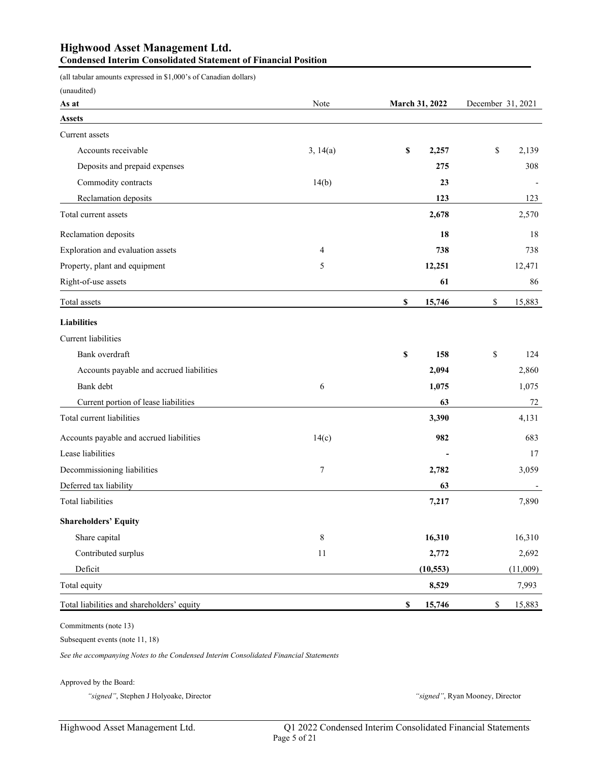# Highwood Asset Management Ltd.

## Condensed Interim Consolidated Statement of Financial Position

(all tabular amounts expressed in $1,000's of Canadian dollars)

(unaudited)

| As at | Note | March 31, 2022 | December 31, 2021 |
|---|---|---|---|
| **Assets** | | | |
| Current assets | | | |
| Accounts receivable | 3, 14(a) | **$ 2,257** | $ 2,139 |
| Deposits and prepaid expenses | | **275** | 308 |
| Commodity contracts | 14(b) | **23** | - |
| Reclamation deposits | | **123** | 123 |
| Total current assets | | **2,678** | 2,570 |
| Reclamation deposits | | **18** | 18 |
| Exploration and evaluation assets | 4 | **738** | 738 |
| Property, plant and equipment | 5 | **12,251** | 12,471 |
| Right-of-use assets | | **61** | 86 |
| Total assets | | **$ 15,746** | $ 15,883 |
| **Liabilities** | | | |
| Current liabilities | | | |
| Bank overdraft | | **$ 158** | $ 124 |
| Accounts payable and accrued liabilities | | **2,094** | 2,860 |
| Bank debt | 6 | **1,075** | 1,075 |
| Current portion of lease liabilities | | **63** | 72 |
| Total current liabilities | | **3,390** | 4,131 |
| Accounts payable and accrued liabilities | 14(c) | **982** | 683 |
| Lease liabilities | | **-** | 17 |
| Decommissioning liabilities | 7 | **2,782** | 3,059 |
| Deferred tax liability | | **63** | - |
| Total liabilities | | **7,217** | 7,890 |
| **Shareholders' Equity** | | | |
| Share capital | 8 | **16,310** | 16,310 |
| Contributed surplus | 11 | **2,772** | 2,692 |
| Deficit | | **(10,553)** | (11,009) |
| Total equity | | **8,529** | 7,993 |
| Total liabilities and shareholders' equity | | **$ 15,746** | $ 15,883 |

Commitments (note 13)

Subsequent events (note 11, 18)

*See the accompanying Notes to the Condensed Interim Consolidated Financial Statements*

Approved by the Board:

*"signed"*, Stephen J Holyoake, Director

*"signed"*, Ryan Mooney, Director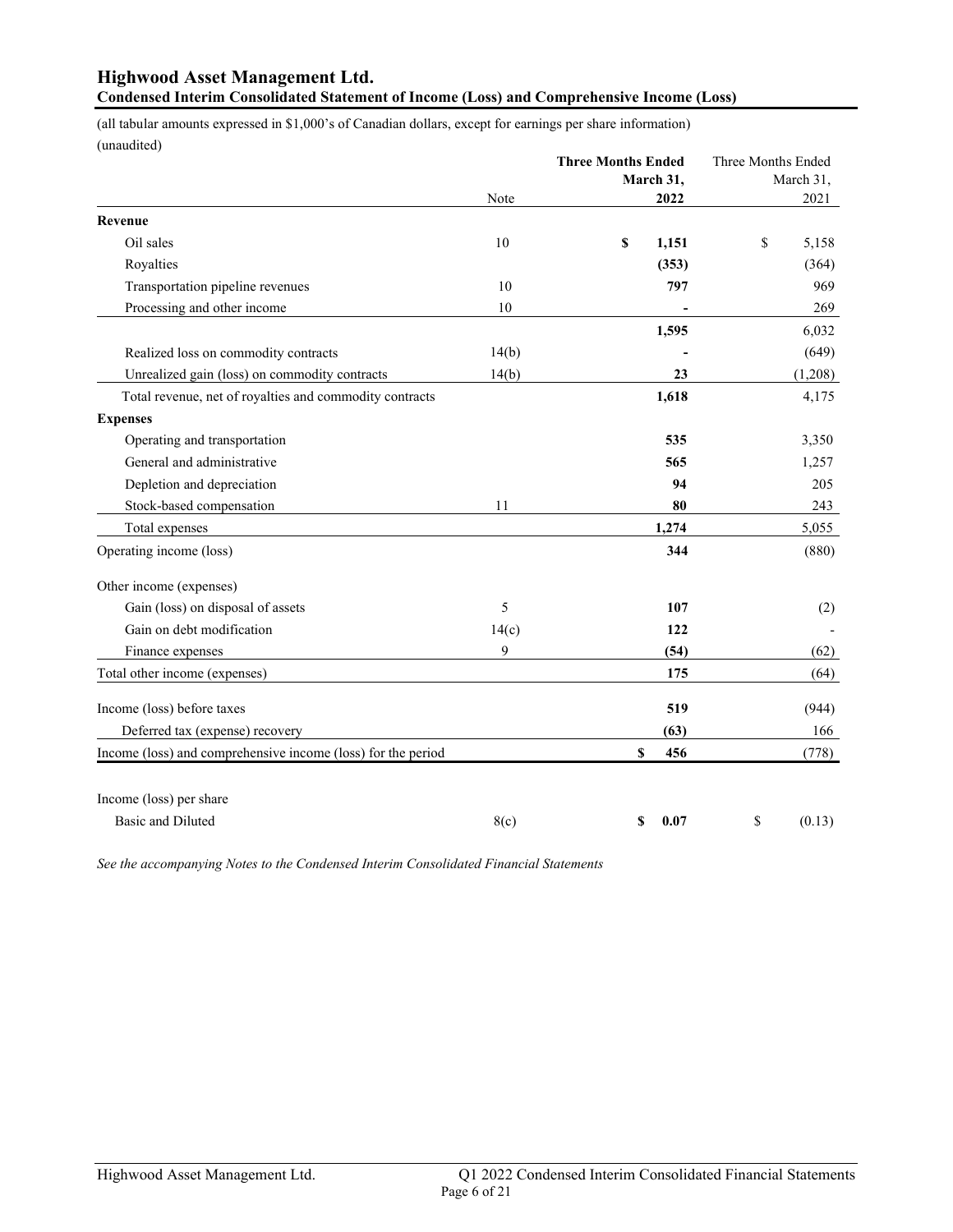# Highwood Asset Management Ltd.

## Condensed Interim Consolidated Statement of Income (Loss) and Comprehensive Income (Loss)

(all tabular amounts expressed in $1,000's of Canadian dollars, except for earnings per share information)
(unaudited)

| | Note | **Three Months Ended March 31, 2022** | Three Months Ended March 31, 2021 |
|---|---|---|---|
| **Revenue** | | | |
| Oil sales | 10 | **$ 1,151** | $ 5,158 |
| Royalties | | **(353)** | (364) |
| Transportation pipeline revenues | 10 | **797** | 969 |
| Processing and other income | 10 | **-** | 269 |
| | | **1,595** | 6,032 |
| Realized loss on commodity contracts | 14(b) | **-** | (649) |
| Unrealized gain (loss) on commodity contracts | 14(b) | **23** | (1,208) |
| Total revenue, net of royalties and commodity contracts | | **1,618** | 4,175 |
| **Expenses** | | | |
| Operating and transportation | | **535** | 3,350 |
| General and administrative | | **565** | 1,257 |
| Depletion and depreciation | | **94** | 205 |
| Stock-based compensation | 11 | **80** | 243 |
| Total expenses | | **1,274** | 5,055 |
| Operating income (loss) | | **344** | (880) |
| Other income (expenses) | | | |
| Gain (loss) on disposal of assets | 5 | **107** | (2) |
| Gain on debt modification | 14(c) | **122** | - |
| Finance expenses | 9 | **(54)** | (62) |
| Total other income (expenses) | | **175** | (64) |
| Income (loss) before taxes | | **519** | (944) |
| Deferred tax (expense) recovery | | **(63)** | 166 |
| Income (loss) and comprehensive income (loss) for the period | | **$ 456** | (778) |
| Income (loss) per share | | | |
| Basic and Diluted | 8(c) | **$ 0.07** | $ (0.13) |

*See the accompanying Notes to the Condensed Interim Consolidated Financial Statements*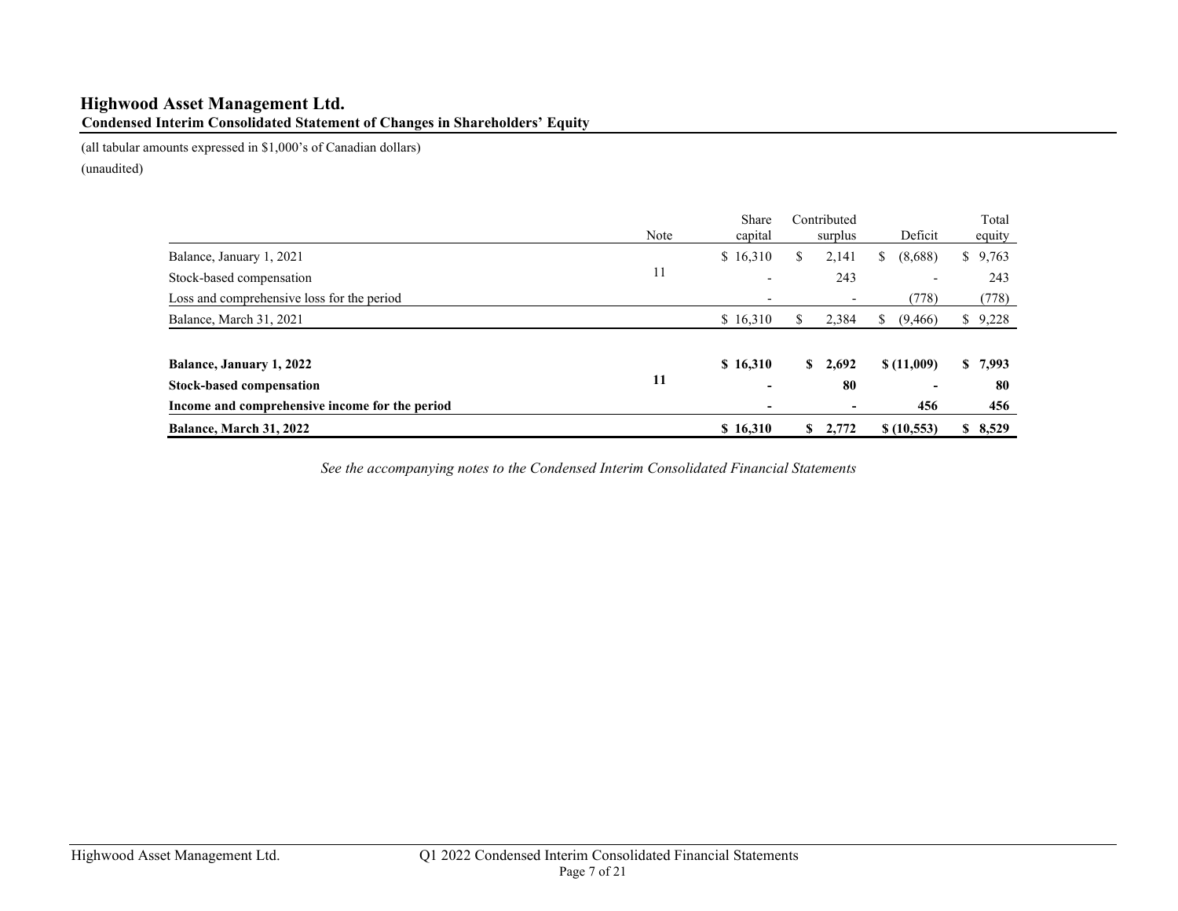# Highwood Asset Management Ltd.

## Condensed Interim Consolidated Statement of Changes in Shareholders' Equity

(all tabular amounts expressed in $1,000's of Canadian dollars)

(unaudited)

| | Note | Share capital | Contributed surplus | Deficit | Total equity |
|---|---|---|---|---|---|
| Balance, January 1, 2021 | | $ 16,310 | $ 2,141 | $ (8,688) | $ 9,763 |
| Stock-based compensation | 11 | - | 243 | - | 243 |
| Loss and comprehensive loss for the period | | - | - | (778) | (778) |
| Balance, March 31, 2021 | | $ 16,310 | $ 2,384 | $ (9,466) | $ 9,228 |
| | | | | | |
| **Balance, January 1, 2022** | | **$ 16,310** | **$ 2,692** | **$ (11,009)** | **$ 7,993** |
| **Stock-based compensation** | **11** | **-** | **80** | **-** | **80** |
| **Income and comprehensive income for the period** | | **-** | **-** | **456** | **456** |
| **Balance, March 31, 2022** | | **$ 16,310** | **$ 2,772** | **$ (10,553)** | **$ 8,529** |

*See the accompanying notes to the Condensed Interim Consolidated Financial Statements*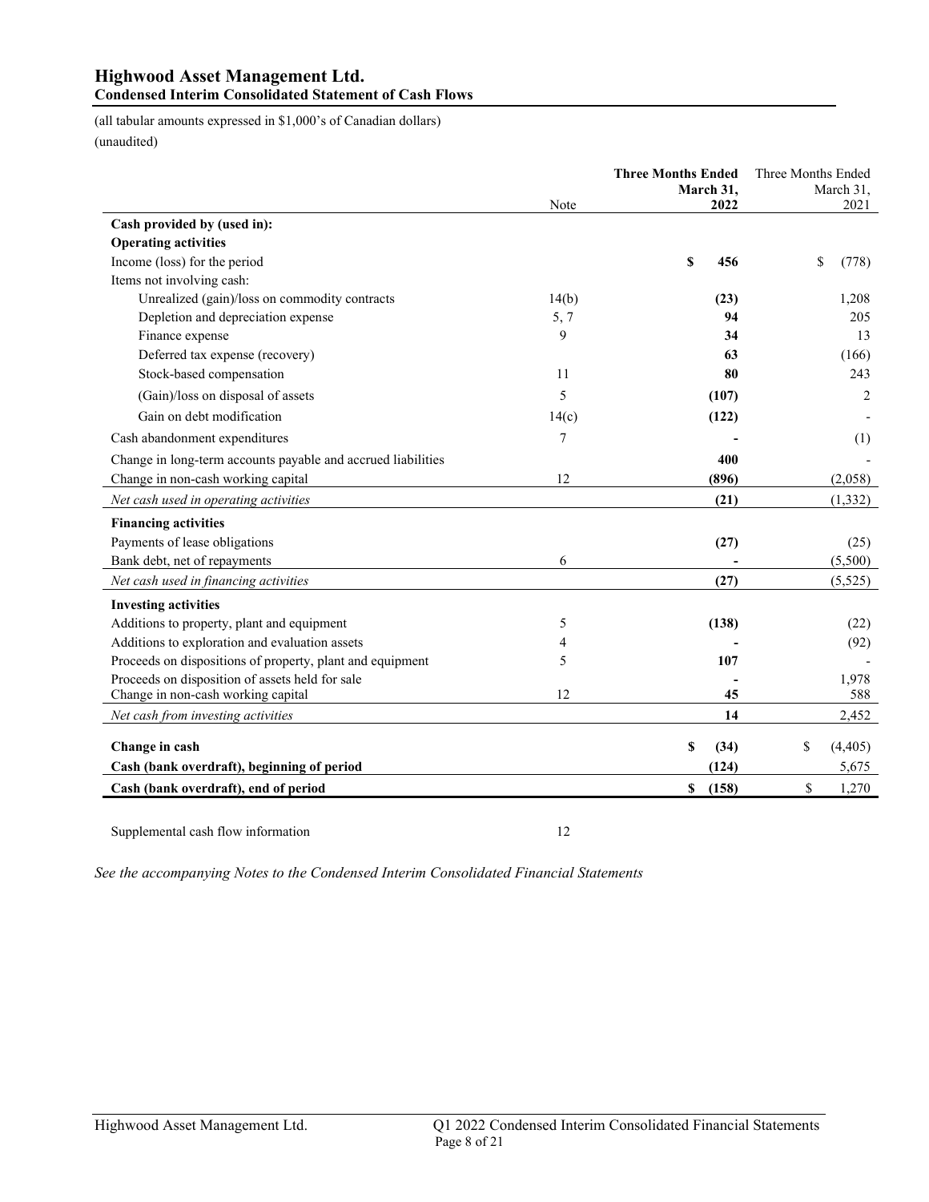# Highwood Asset Management Ltd.

## Condensed Interim Consolidated Statement of Cash Flows

(all tabular amounts expressed in $1,000's of Canadian dollars)
(unaudited)

| | Note | **Three Months Ended March 31, 2022** | Three Months Ended March 31, 2021 |
|---|---|---|---|
| **Cash provided by (used in):** | | | |
| **Operating activities** | | | |
| Income (loss) for the period | | **$ 456** | $ (778) |
| Items not involving cash: | | | |
| Unrealized (gain)/loss on commodity contracts | 14(b) | **(23)** | 1,208 |
| Depletion and depreciation expense | 5, 7 | **94** | 205 |
| Finance expense | 9 | **34** | 13 |
| Deferred tax expense (recovery) | | **63** | (166) |
| Stock-based compensation | 11 | **80** | 243 |
| (Gain)/loss on disposal of assets | 5 | **(107)** | 2 |
| Gain on debt modification | 14(c) | **(122)** | - |
| Cash abandonment expenditures | 7 | **-** | (1) |
| Change in long-term accounts payable and accrued liabilities | | **400** | - |
| Change in non-cash working capital | 12 | **(896)** | (2,058) |
| *Net cash used in operating activities* | | **(21)** | (1,332) |
| **Financing activities** | | | |
| Payments of lease obligations | | **(27)** | (25) |
| Bank debt, net of repayments | 6 | **-** | (5,500) |
| *Net cash used in financing activities* | | **(27)** | (5,525) |
| **Investing activities** | | | |
| Additions to property, plant and equipment | 5 | **(138)** | (22) |
| Additions to exploration and evaluation assets | 4 | **-** | (92) |
| Proceeds on dispositions of property, plant and equipment | 5 | **107** | - |
| Proceeds on disposition of assets held for sale | | **-** | 1,978 |
| Change in non-cash working capital | 12 | **45** | 588 |
| *Net cash from investing activities* | | **14** | 2,452 |
| **Change in cash** | | **$ (34)** | $ (4,405) |
| **Cash (bank overdraft), beginning of period** | | **(124)** | 5,675 |
| **Cash (bank overdraft), end of period** | | **$ (158)** | $ 1,270 |

Supplemental cash flow information 12

*See the accompanying Notes to the Condensed Interim Consolidated Financial Statements*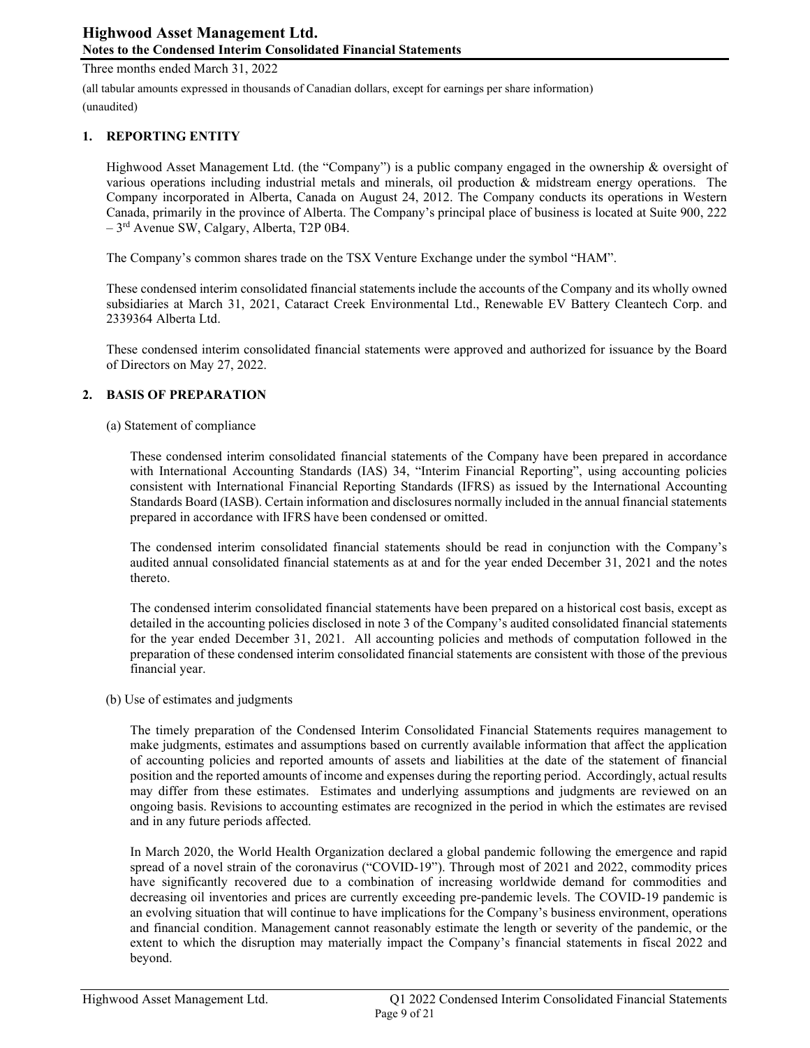Three months ended March 31, 2022

(all tabular amounts expressed in thousands of Canadian dollars, except for earnings per share information)

(unaudited)

## 1. REPORTING ENTITY

Highwood Asset Management Ltd. (the "Company") is a public company engaged in the ownership & oversight of various operations including industrial metals and minerals, oil production & midstream energy operations. The Company incorporated in Alberta, Canada on August 24, 2012. The Company conducts its operations in Western Canada, primarily in the province of Alberta. The Company's principal place of business is located at Suite 900, 222 – 3rd Avenue SW, Calgary, Alberta, T2P 0B4.

The Company's common shares trade on the TSX Venture Exchange under the symbol "HAM".

These condensed interim consolidated financial statements include the accounts of the Company and its wholly owned subsidiaries at March 31, 2021, Cataract Creek Environmental Ltd., Renewable EV Battery Cleantech Corp. and 2339364 Alberta Ltd.

These condensed interim consolidated financial statements were approved and authorized for issuance by the Board of Directors on May 27, 2022.

## 2. BASIS OF PREPARATION

(a) Statement of compliance

These condensed interim consolidated financial statements of the Company have been prepared in accordance with International Accounting Standards (IAS) 34, "Interim Financial Reporting", using accounting policies consistent with International Financial Reporting Standards (IFRS) as issued by the International Accounting Standards Board (IASB). Certain information and disclosures normally included in the annual financial statements prepared in accordance with IFRS have been condensed or omitted.

The condensed interim consolidated financial statements should be read in conjunction with the Company's audited annual consolidated financial statements as at and for the year ended December 31, 2021 and the notes thereto.

The condensed interim consolidated financial statements have been prepared on a historical cost basis, except as detailed in the accounting policies disclosed in note 3 of the Company's audited consolidated financial statements for the year ended December 31, 2021. All accounting policies and methods of computation followed in the preparation of these condensed interim consolidated financial statements are consistent with those of the previous financial year.

(b) Use of estimates and judgments

The timely preparation of the Condensed Interim Consolidated Financial Statements requires management to make judgments, estimates and assumptions based on currently available information that affect the application of accounting policies and reported amounts of assets and liabilities at the date of the statement of financial position and the reported amounts of income and expenses during the reporting period. Accordingly, actual results may differ from these estimates. Estimates and underlying assumptions and judgments are reviewed on an ongoing basis. Revisions to accounting estimates are recognized in the period in which the estimates are revised and in any future periods affected.

In March 2020, the World Health Organization declared a global pandemic following the emergence and rapid spread of a novel strain of the coronavirus ("COVID-19"). Through most of 2021 and 2022, commodity prices have significantly recovered due to a combination of increasing worldwide demand for commodities and decreasing oil inventories and prices are currently exceeding pre-pandemic levels. The COVID-19 pandemic is an evolving situation that will continue to have implications for the Company's business environment, operations and financial condition. Management cannot reasonably estimate the length or severity of the pandemic, or the extent to which the disruption may materially impact the Company's financial statements in fiscal 2022 and beyond.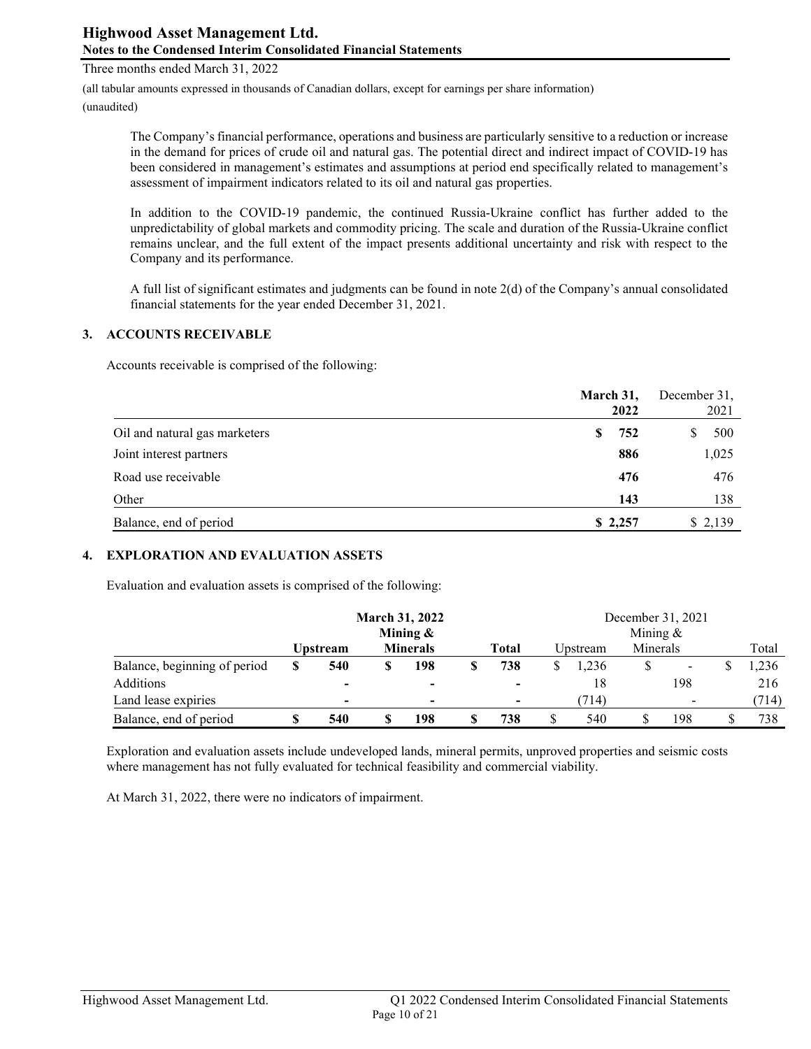The Company's financial performance, operations and business are particularly sensitive to a reduction or increase in the demand for prices of crude oil and natural gas. The potential direct and indirect impact of COVID-19 has been considered in management's estimates and assumptions at period end specifically related to management's assessment of impairment indicators related to its oil and natural gas properties.

In addition to the COVID-19 pandemic, the continued Russia-Ukraine conflict has further added to the unpredictability of global markets and commodity pricing. The scale and duration of the Russia-Ukraine conflict remains unclear, and the full extent of the impact presents additional uncertainty and risk with respect to the Company and its performance.

A full list of significant estimates and judgments can be found in note 2(d) of the Company's annual consolidated financial statements for the year ended December 31, 2021.

## 3. ACCOUNTS RECEIVABLE

Accounts receivable is comprised of the following:

| | **March 31, 2022** | December 31, 2021 |
|---|---|---|
| Oil and natural gas marketers | **$ 752** | $ 500 |
| Joint interest partners | **886** | 1,025 |
| Road use receivable | **476** | 476 |
| Other | **143** | 138 |
| Balance, end of period | **$ 2,257** | $ 2,139 |

## 4. EXPLORATION AND EVALUATION ASSETS

Evaluation and evaluation assets is comprised of the following:

| | **March 31, 2022** | | | December 31, 2021 | | |
|---|---|---|---|---|---|---|
| | **Upstream** | **Mining & Minerals** | **Total** | Upstream | Mining & Minerals | Total |
| Balance, beginning of period | **$ 540** | **$ 198** | **$ 738** | $ 1,236 | $ - | $ 1,236 |
| Additions | **-** | **-** | **-** | 18 | 198 | 216 |
| Land lease expiries | **-** | **-** | **-** | (714) | - | (714) |
| Balance, end of period | **$ 540** | **$ 198** | **$ 738** | $ 540 | $ 198 | $ 738 |

Exploration and evaluation assets include undeveloped lands, mineral permits, unproved properties and seismic costs where management has not fully evaluated for technical feasibility and commercial viability.

At March 31, 2022, there were no indicators of impairment.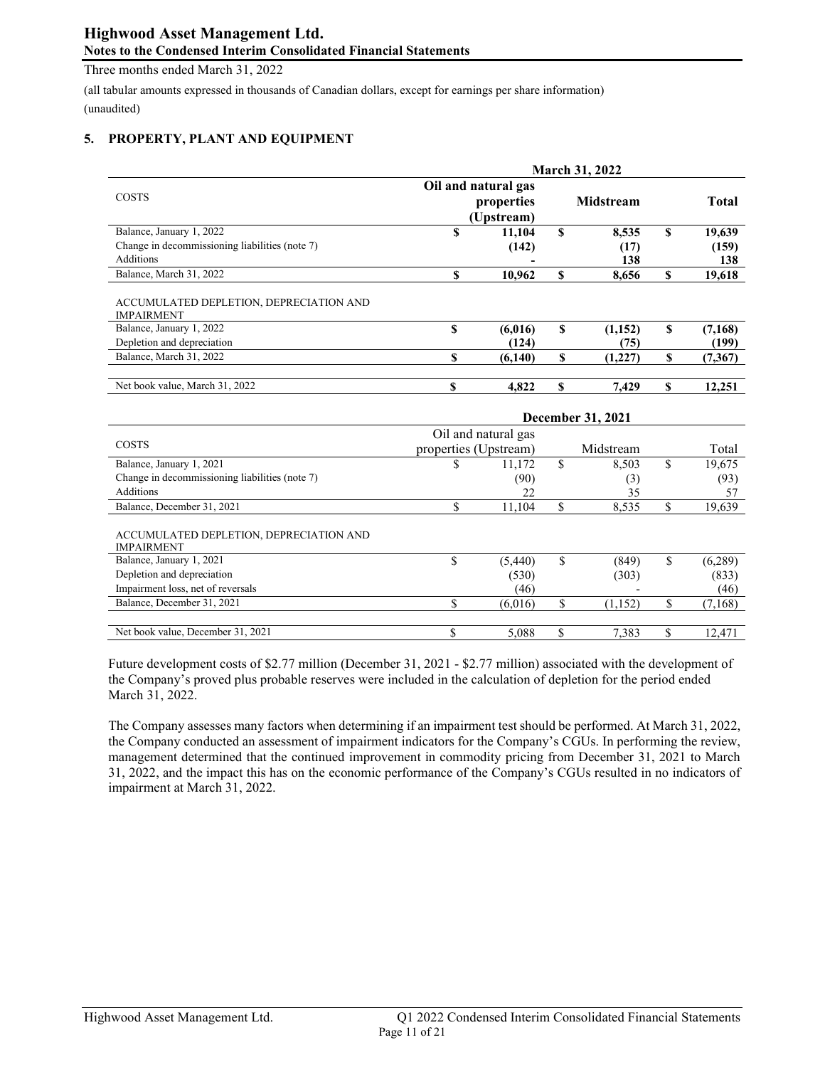Three months ended March 31, 2022

(all tabular amounts expressed in thousands of Canadian dollars, except for earnings per share information)
(unaudited)

## 5. PROPERTY, PLANT AND EQUIPMENT

| | March 31, 2022 | | |
|---|---|---|---|
| COSTS | **Oil and natural gas properties (Upstream)** | **Midstream** | **Total** |
| Balance, January 1, 2022 | **$ 11,104** | **$ 8,535** | **$ 19,639** |
| Change in decommissioning liabilities (note 7) | **(142)** | **(17)** | **(159)** |
| Additions | **-** | **138** | **138** |
| Balance, March 31, 2022 | **$ 10,962** | **$ 8,656** | **$ 19,618** |
| | | | |
| ACCUMULATED DEPLETION, DEPRECIATION AND IMPAIRMENT | | | |
| Balance, January 1, 2022 | **$ (6,016)** | **$ (1,152)** | **$ (7,168)** |
| Depletion and depreciation | **(124)** | **(75)** | **(199)** |
| Balance, March 31, 2022 | **$ (6,140)** | **$ (1,227)** | **$ (7,367)** |
| | | | |
| Net book value, March 31, 2022 | **$ 4,822** | **$ 7,429** | **$ 12,251** |

| | December 31, 2021 | | |
|---|---|---|---|
| COSTS | Oil and natural gas properties (Upstream) | Midstream | Total |
| Balance, January 1, 2021 | $ 11,172 | $ 8,503 | $ 19,675 |
| Change in decommissioning liabilities (note 7) | (90) | (3) | (93) |
| Additions | 22 | 35 | 57 |
| Balance, December 31, 2021 | $ 11,104 | $ 8,535 | $ 19,639 |
| | | | |
| ACCUMULATED DEPLETION, DEPRECIATION AND IMPAIRMENT | | | |
| Balance, January 1, 2021 | $ (5,440) | $ (849) | $ (6,289) |
| Depletion and depreciation | (530) | (303) | (833) |
| Impairment loss, net of reversals | (46) | - | (46) |
| Balance, December 31, 2021 | $ (6,016) | $ (1,152) | $ (7,168) |
| | | | |
| Net book value, December 31, 2021 | $ 5,088 | $ 7,383 | $ 12,471 |

Future development costs of $2.77 million (December 31, 2021 - $2.77 million) associated with the development of the Company's proved plus probable reserves were included in the calculation of depletion for the period ended March 31, 2022.

The Company assesses many factors when determining if an impairment test should be performed. At March 31, 2022, the Company conducted an assessment of impairment indicators for the Company's CGUs. In performing the review, management determined that the continued improvement in commodity pricing from December 31, 2021 to March 31, 2022, and the impact this has on the economic performance of the Company's CGUs resulted in no indicators of impairment at March 31, 2022.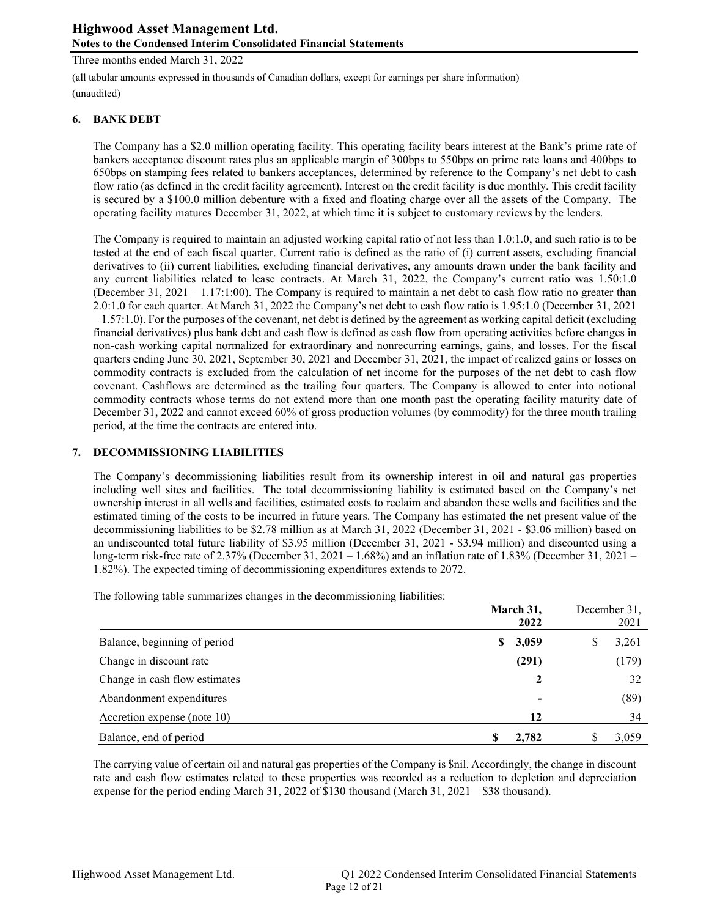## 6. BANK DEBT

The Company has a $2.0 million operating facility. This operating facility bears interest at the Bank's prime rate of bankers acceptance discount rates plus an applicable margin of 300bps to 550bps on prime rate loans and 400bps to 650bps on stamping fees related to bankers acceptances, determined by reference to the Company's net debt to cash flow ratio (as defined in the credit facility agreement). Interest on the credit facility is due monthly. This credit facility is secured by a $100.0 million debenture with a fixed and floating charge over all the assets of the Company. The operating facility matures December 31, 2022, at which time it is subject to customary reviews by the lenders.

The Company is required to maintain an adjusted working capital ratio of not less than 1.0:1.0, and such ratio is to be tested at the end of each fiscal quarter. Current ratio is defined as the ratio of (i) current assets, excluding financial derivatives to (ii) current liabilities, excluding financial derivatives, any amounts drawn under the bank facility and any current liabilities related to lease contracts. At March 31, 2022, the Company's current ratio was 1.50:1.0 (December 31, 2021 – 1.17:1:00). The Company is required to maintain a net debt to cash flow ratio no greater than 2.0:1.0 for each quarter. At March 31, 2022 the Company's net debt to cash flow ratio is 1.95:1.0 (December 31, 2021 – 1.57:1.0). For the purposes of the covenant, net debt is defined by the agreement as working capital deficit (excluding financial derivatives) plus bank debt and cash flow is defined as cash flow from operating activities before changes in non-cash working capital normalized for extraordinary and nonrecurring earnings, gains, and losses. For the fiscal quarters ending June 30, 2021, September 30, 2021 and December 31, 2021, the impact of realized gains or losses on commodity contracts is excluded from the calculation of net income for the purposes of the net debt to cash flow covenant. Cashflows are determined as the trailing four quarters. The Company is allowed to enter into notional commodity contracts whose terms do not extend more than one month past the operating facility maturity date of December 31, 2022 and cannot exceed 60% of gross production volumes (by commodity) for the three month trailing period, at the time the contracts are entered into.

## 7. DECOMMISSIONING LIABILITIES

The Company's decommissioning liabilities result from its ownership interest in oil and natural gas properties including well sites and facilities. The total decommissioning liability is estimated based on the Company's net ownership interest in all wells and facilities, estimated costs to reclaim and abandon these wells and facilities and the estimated timing of the costs to be incurred in future years. The Company has estimated the net present value of the decommissioning liabilities to be $2.78 million as at March 31, 2022 (December 31, 2021 - $3.06 million) based on an undiscounted total future liability of $3.95 million (December 31, 2021 - $3.94 million) and discounted using a long-term risk-free rate of 2.37% (December 31, 2021 – 1.68%) and an inflation rate of 1.83% (December 31, 2021 – 1.82%). The expected timing of decommissioning expenditures extends to 2072.

The following table summarizes changes in the decommissioning liabilities:

| | **March 31, 2022** | December 31, 2021 |
|---|---|---|
| Balance, beginning of period | **$ 3,059** | $ 3,261 |
| Change in discount rate | **(291)** | (179) |
| Change in cash flow estimates | **2** | 32 |
| Abandonment expenditures | **-** | (89) |
| Accretion expense (note 10) | **12** | 34 |
| Balance, end of period | **$ 2,782** | $ 3,059 |

The carrying value of certain oil and natural gas properties of the Company is $nil. Accordingly, the change in discount rate and cash flow estimates related to these properties was recorded as a reduction to depletion and depreciation expense for the period ending March 31, 2022 of $130 thousand (March 31, 2021 – $38 thousand).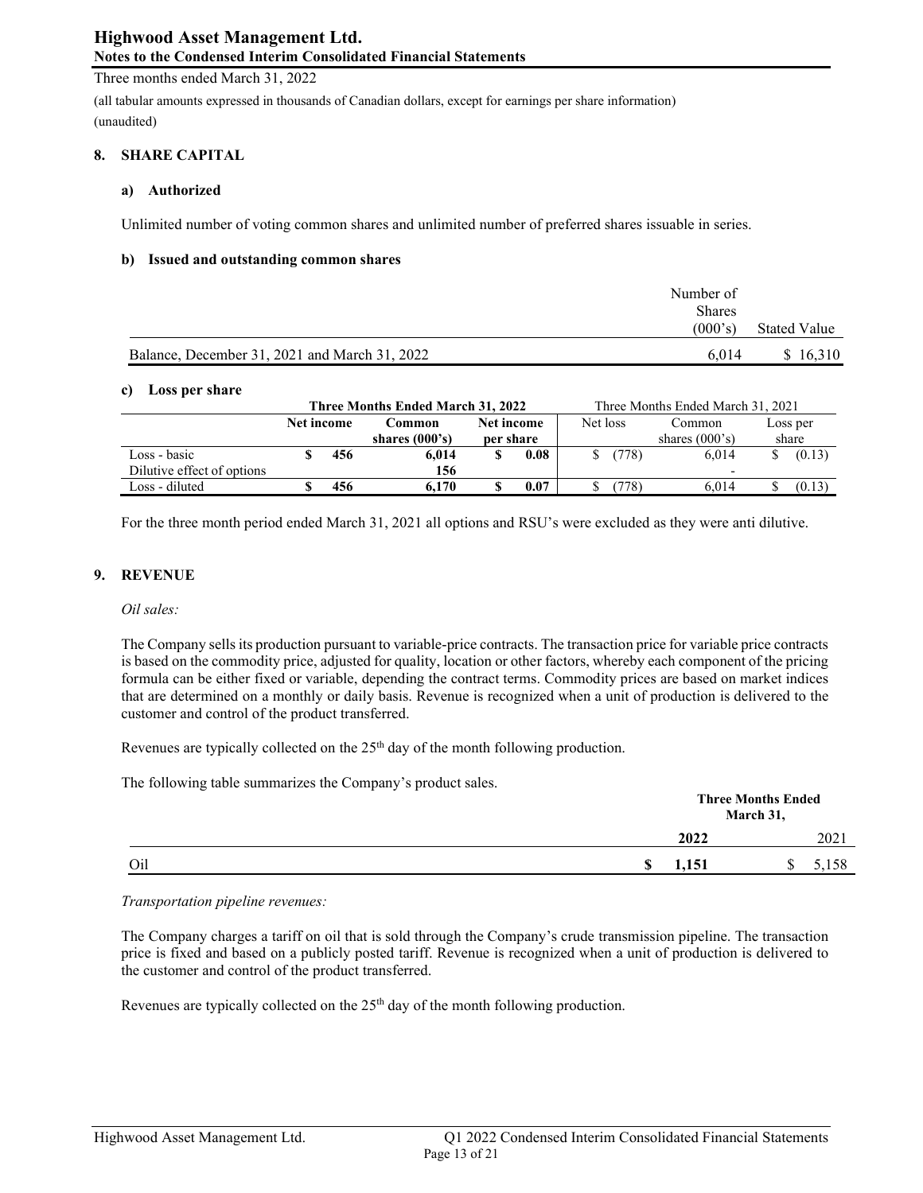# Highwood Asset Management Ltd.
## Notes to the Condensed Interim Consolidated Financial Statements

Three months ended March 31, 2022

(all tabular amounts expressed in thousands of Canadian dollars, except for earnings per share information)
(unaudited)

### 8. SHARE CAPITAL

#### a) Authorized

Unlimited number of voting common shares and unlimited number of preferred shares issuable in series.

#### b) Issued and outstanding common shares

| | Number of Shares (000's) | Stated Value |
|---|---|---|
| Balance, December 31, 2021 and March 31, 2022 | 6,014 | $ 16,310 |

#### c) Loss per share

| | Three Months Ended March 31, 2022 | | | Three Months Ended March 31, 2021 | | |
|---|---|---|---|---|---|---|
| | **Net income** | **Common shares (000's)** | **Net income per share** | Net loss | Common shares (000's) | Loss per share |
| Loss - basic | **$ 456** | **6,014** | **$ 0.08** | $ (778) | 6,014 | $ (0.13) |
| Dilutive effect of options | | **156** | | | - | |
| Loss - diluted | **$ 456** | **6,170** | **$ 0.07** | $ (778) | 6,014 | $ (0.13) |

For the three month period ended March 31, 2021 all options and RSU's were excluded as they were anti dilutive.

### 9. REVENUE

*Oil sales:*

The Company sells its production pursuant to variable-price contracts. The transaction price for variable price contracts is based on the commodity price, adjusted for quality, location or other factors, whereby each component of the pricing formula can be either fixed or variable, depending the contract terms. Commodity prices are based on market indices that are determined on a monthly or daily basis. Revenue is recognized when a unit of production is delivered to the customer and control of the product transferred.

Revenues are typically collected on the 25th day of the month following production.

The following table summarizes the Company's product sales.

| | **Three Months Ended March 31,** | |
|---|---|---|
| | **2022** | 2021 |
| Oil | **$ 1,151** | $ 5,158 |

*Transportation pipeline revenues:*

The Company charges a tariff on oil that is sold through the Company's crude transmission pipeline. The transaction price is fixed and based on a publicly posted tariff. Revenue is recognized when a unit of production is delivered to the customer and control of the product transferred.

Revenues are typically collected on the 25th day of the month following production.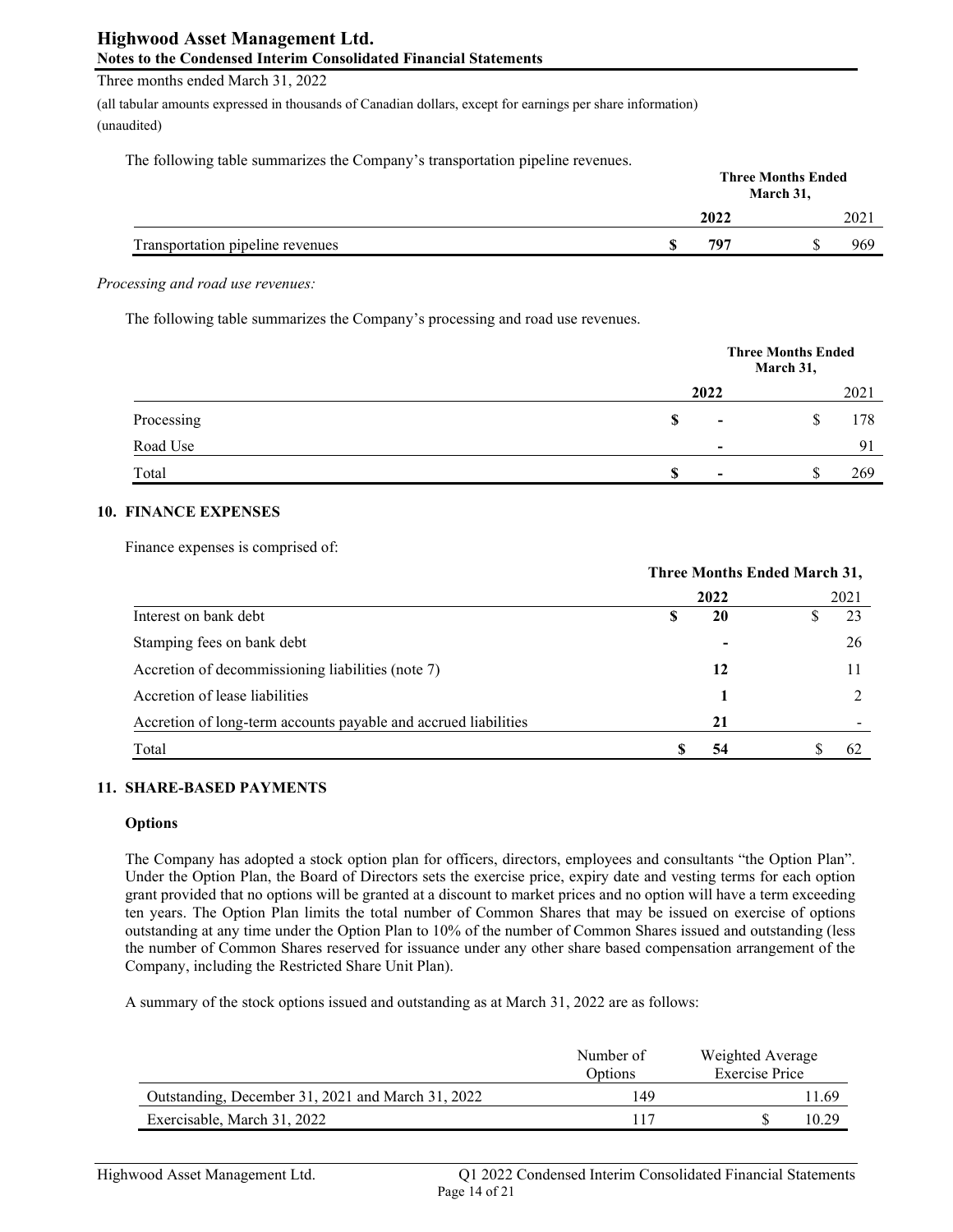The following table summarizes the Company's transportation pipeline revenues.

| | Three Months Ended March 31, | |
|---|---|---|
| | **2022** | 2021 |
| Transportation pipeline revenues | **$ 797** | $ 969 |

*Processing and road use revenues:*

The following table summarizes the Company's processing and road use revenues.

| | Three Months Ended March 31, | |
|---|---|---|
| | **2022** | 2021 |
| Processing | **$ -** | $ 178 |
| Road Use | **-** | 91 |
| Total | **$ -** | $ 269 |

## 10. FINANCE EXPENSES

Finance expenses is comprised of:

| | Three Months Ended March 31, | |
|---|---|---|
| | **2022** | 2021 |
| Interest on bank debt | **$ 20** | $ 23 |
| Stamping fees on bank debt | **-** | 26 |
| Accretion of decommissioning liabilities (note 7) | **12** | 11 |
| Accretion of lease liabilities | **1** | 2 |
| Accretion of long-term accounts payable and accrued liabilities | **21** | - |
| Total | **$ 54** | $ 62 |

## 11. SHARE-BASED PAYMENTS

### Options

The Company has adopted a stock option plan for officers, directors, employees and consultants "the Option Plan". Under the Option Plan, the Board of Directors sets the exercise price, expiry date and vesting terms for each option grant provided that no options will be granted at a discount to market prices and no option will have a term exceeding ten years. The Option Plan limits the total number of Common Shares that may be issued on exercise of options outstanding at any time under the Option Plan to 10% of the number of Common Shares issued and outstanding (less the number of Common Shares reserved for issuance under any other share based compensation arrangement of the Company, including the Restricted Share Unit Plan).

A summary of the stock options issued and outstanding as at March 31, 2022 are as follows:

| | Number of Options | Weighted Average Exercise Price |
|---|---|---|
| Outstanding, December 31, 2021 and March 31, 2022 | 149 | 11.69 |
| Exercisable, March 31, 2022 | 117 | $ 10.29 |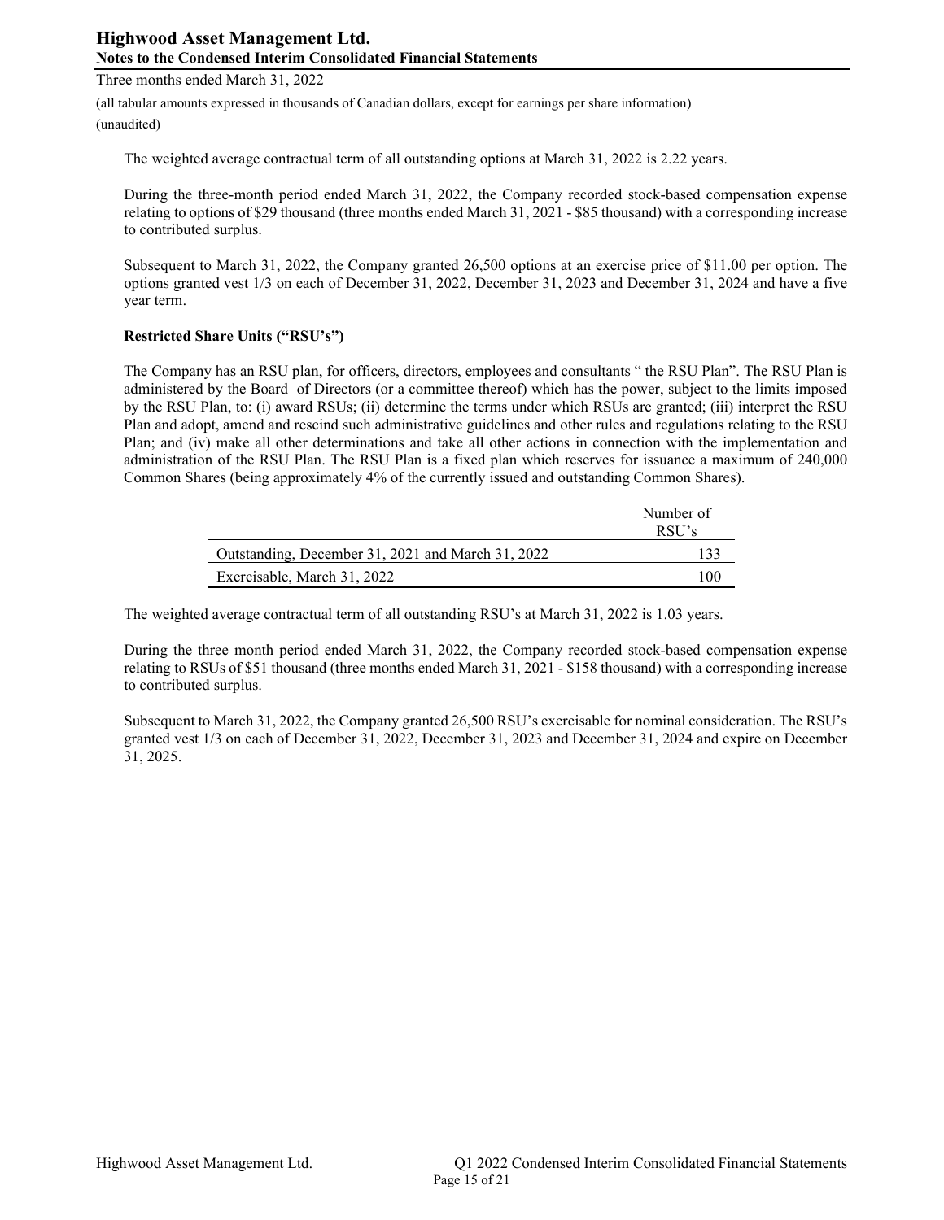The weighted average contractual term of all outstanding options at March 31, 2022 is 2.22 years.

During the three-month period ended March 31, 2022, the Company recorded stock-based compensation expense relating to options of $29 thousand (three months ended March 31, 2021 - $85 thousand) with a corresponding increase to contributed surplus.

Subsequent to March 31, 2022, the Company granted 26,500 options at an exercise price of $11.00 per option. The options granted vest 1/3 on each of December 31, 2022, December 31, 2023 and December 31, 2024 and have a five year term.

**Restricted Share Units ("RSU's")**

The Company has an RSU plan, for officers, directors, employees and consultants " the RSU Plan". The RSU Plan is administered by the Board of Directors (or a committee thereof) which has the power, subject to the limits imposed by the RSU Plan, to: (i) award RSUs; (ii) determine the terms under which RSUs are granted; (iii) interpret the RSU Plan and adopt, amend and rescind such administrative guidelines and other rules and regulations relating to the RSU Plan; and (iv) make all other determinations and take all other actions in connection with the implementation and administration of the RSU Plan. The RSU Plan is a fixed plan which reserves for issuance a maximum of 240,000 Common Shares (being approximately 4% of the currently issued and outstanding Common Shares).

| | Number of RSU's |
|---|---|
| Outstanding, December 31, 2021 and March 31, 2022 | 133 |
| Exercisable, March 31, 2022 | 100 |

The weighted average contractual term of all outstanding RSU's at March 31, 2022 is 1.03 years.

During the three month period ended March 31, 2022, the Company recorded stock-based compensation expense relating to RSUs of $51 thousand (three months ended March 31, 2021 - $158 thousand) with a corresponding increase to contributed surplus.

Subsequent to March 31, 2022, the Company granted 26,500 RSU's exercisable for nominal consideration. The RSU's granted vest 1/3 on each of December 31, 2022, December 31, 2023 and December 31, 2024 and expire on December 31, 2025.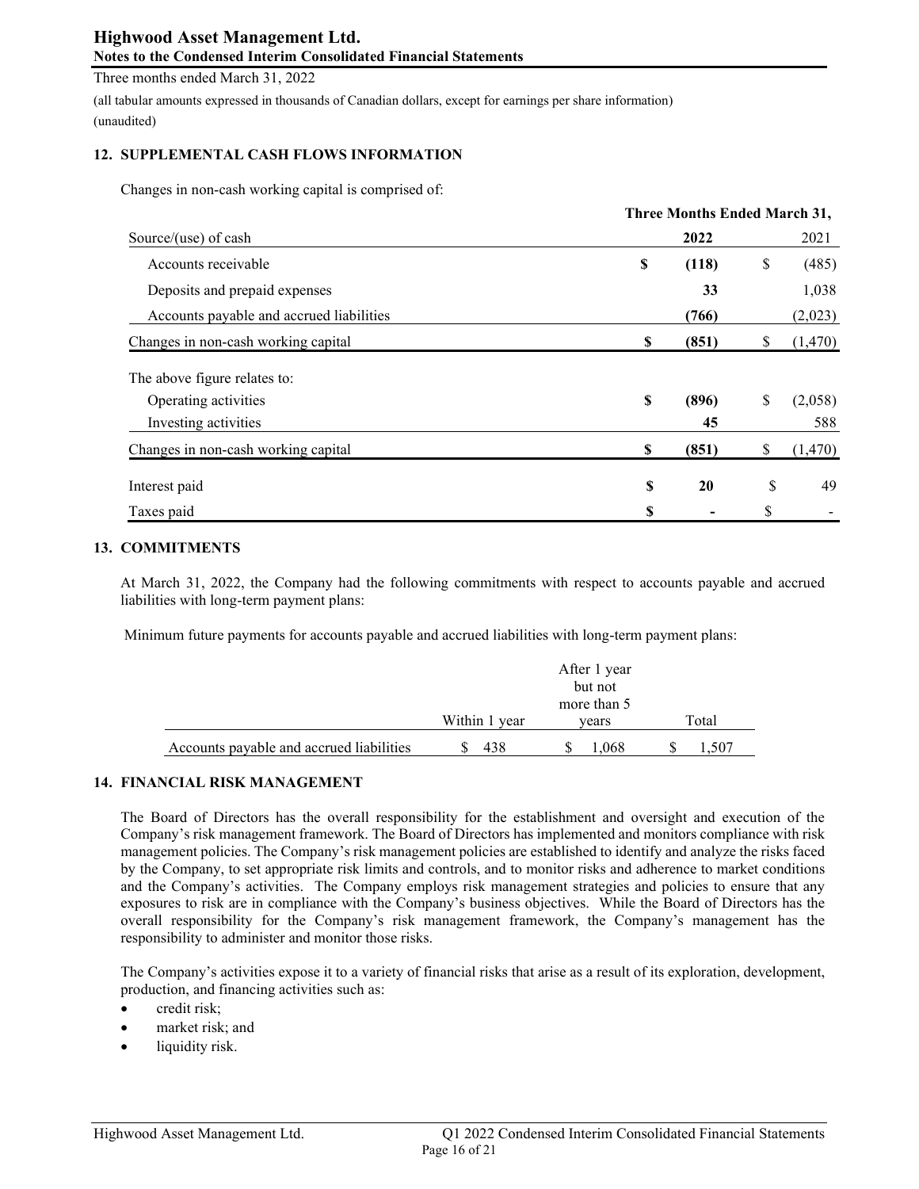## 12. SUPPLEMENTAL CASH FLOWS INFORMATION

Changes in non-cash working capital is comprised of:

| | Three Months Ended March 31, | |
|---|---|---|
| Source/(use) of cash | **2022** | 2021 |
| Accounts receivable | **$ (118)** | $ (485) |
| Deposits and prepaid expenses | **33** | 1,038 |
| Accounts payable and accrued liabilities | **(766)** | (2,023) |
| Changes in non-cash working capital | **$ (851)** | $ (1,470) |
| The above figure relates to: | | |
| Operating activities | **$ (896)** | $ (2,058) |
| Investing activities | **45** | 588 |
| Changes in non-cash working capital | **$ (851)** | $ (1,470) |
| Interest paid | **$ 20** | $ 49 |
| Taxes paid | **$ -** | $ - |

## 13. COMMITMENTS

At March 31, 2022, the Company had the following commitments with respect to accounts payable and accrued liabilities with long-term payment plans:

Minimum future payments for accounts payable and accrued liabilities with long-term payment plans:

| | Within 1 year | After 1 year but not more than 5 years | Total |
|---|---|---|---|
| Accounts payable and accrued liabilities | $ 438 | $ 1,068 | $ 1,507 |

## 14. FINANCIAL RISK MANAGEMENT

The Board of Directors has the overall responsibility for the establishment and oversight and execution of the Company's risk management framework. The Board of Directors has implemented and monitors compliance with risk management policies. The Company's risk management policies are established to identify and analyze the risks faced by the Company, to set appropriate risk limits and controls, and to monitor risks and adherence to market conditions and the Company's activities. The Company employs risk management strategies and policies to ensure that any exposures to risk are in compliance with the Company's business objectives. While the Board of Directors has the overall responsibility for the Company's risk management framework, the Company's management has the responsibility to administer and monitor those risks.

The Company's activities expose it to a variety of financial risks that arise as a result of its exploration, development, production, and financing activities such as:

- credit risk;
- market risk; and
- liquidity risk.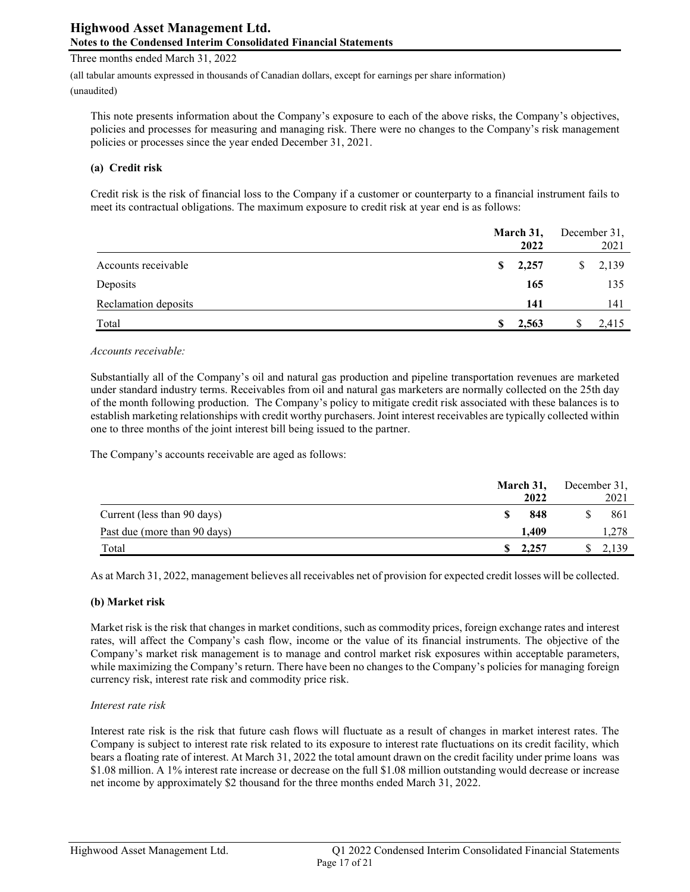This note presents information about the Company's exposure to each of the above risks, the Company's objectives, policies and processes for measuring and managing risk. There were no changes to the Company's risk management policies or processes since the year ended December 31, 2021.

**(a) Credit risk**

Credit risk is the risk of financial loss to the Company if a customer or counterparty to a financial instrument fails to meet its contractual obligations. The maximum exposure to credit risk at year end is as follows:

| | **March 31, 2022** | December 31, 2021 |
|---|---|---|
| Accounts receivable | **$ 2,257** | $ 2,139 |
| Deposits | **165** | 135 |
| Reclamation deposits | **141** | 141 |
| Total | **$ 2,563** | $ 2,415 |

*Accounts receivable:*

Substantially all of the Company's oil and natural gas production and pipeline transportation revenues are marketed under standard industry terms. Receivables from oil and natural gas marketers are normally collected on the 25th day of the month following production. The Company's policy to mitigate credit risk associated with these balances is to establish marketing relationships with credit worthy purchasers. Joint interest receivables are typically collected within one to three months of the joint interest bill being issued to the partner.

The Company's accounts receivable are aged as follows:

| | **March 31, 2022** | December 31, 2021 |
|---|---|---|
| Current (less than 90 days) | **$ 848** | $ 861 |
| Past due (more than 90 days) | **1,409** | 1,278 |
| Total | **$ 2,257** | $ 2,139 |

As at March 31, 2022, management believes all receivables net of provision for expected credit losses will be collected.

**(b) Market risk**

Market risk is the risk that changes in market conditions, such as commodity prices, foreign exchange rates and interest rates, will affect the Company's cash flow, income or the value of its financial instruments. The objective of the Company's market risk management is to manage and control market risk exposures within acceptable parameters, while maximizing the Company's return. There have been no changes to the Company's policies for managing foreign currency risk, interest rate risk and commodity price risk.

*Interest rate risk*

Interest rate risk is the risk that future cash flows will fluctuate as a result of changes in market interest rates. The Company is subject to interest rate risk related to its exposure to interest rate fluctuations on its credit facility, which bears a floating rate of interest. At March 31, 2022 the total amount drawn on the credit facility under prime loans was $1.08 million. A 1% interest rate increase or decrease on the full $1.08 million outstanding would decrease or increase net income by approximately $2 thousand for the three months ended March 31, 2022.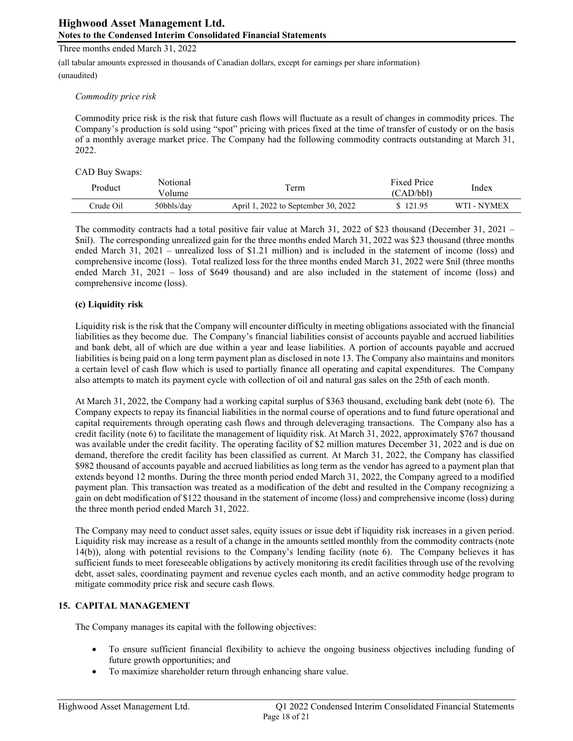*Commodity price risk*

Commodity price risk is the risk that future cash flows will fluctuate as a result of changes in commodity prices. The Company's production is sold using "spot" pricing with prices fixed at the time of transfer of custody or on the basis of a monthly average market price. The Company had the following commodity contracts outstanding at March 31, 2022.

CAD Buy Swaps:

| Product | Notional Volume | Term | Fixed Price (CAD/bbl) | Index |
|---|---|---|---|---|
| Crude Oil | 50bbls/day | April 1, 2022 to September 30, 2022 | $ 121.95 | WTI - NYMEX |

The commodity contracts had a total positive fair value at March 31, 2022 of $23 thousand (December 31, 2021 – $nil). The corresponding unrealized gain for the three months ended March 31, 2022 was $23 thousand (three months ended March 31, 2021 – unrealized loss of $1.21 million) and is included in the statement of income (loss) and comprehensive income (loss). Total realized loss for the three months ended March 31, 2022 were $nil (three months ended March 31, 2021 – loss of $649 thousand) and are also included in the statement of income (loss) and comprehensive income (loss).

**(c) Liquidity risk**

Liquidity risk is the risk that the Company will encounter difficulty in meeting obligations associated with the financial liabilities as they become due. The Company's financial liabilities consist of accounts payable and accrued liabilities and bank debt, all of which are due within a year and lease liabilities. A portion of accounts payable and accrued liabilities is being paid on a long term payment plan as disclosed in note 13. The Company also maintains and monitors a certain level of cash flow which is used to partially finance all operating and capital expenditures. The Company also attempts to match its payment cycle with collection of oil and natural gas sales on the 25th of each month.

At March 31, 2022, the Company had a working capital surplus of $363 thousand, excluding bank debt (note 6). The Company expects to repay its financial liabilities in the normal course of operations and to fund future operational and capital requirements through operating cash flows and through deleveraging transactions. The Company also has a credit facility (note 6) to facilitate the management of liquidity risk. At March 31, 2022, approximately $767 thousand was available under the credit facility. The operating facility of $2 million matures December 31, 2022 and is due on demand, therefore the credit facility has been classified as current. At March 31, 2022, the Company has classified $982 thousand of accounts payable and accrued liabilities as long term as the vendor has agreed to a payment plan that extends beyond 12 months. During the three month period ended March 31, 2022, the Company agreed to a modified payment plan. This transaction was treated as a modification of the debt and resulted in the Company recognizing a gain on debt modification of $122 thousand in the statement of income (loss) and comprehensive income (loss) during the three month period ended March 31, 2022.

The Company may need to conduct asset sales, equity issues or issue debt if liquidity risk increases in a given period. Liquidity risk may increase as a result of a change in the amounts settled monthly from the commodity contracts (note 14(b)), along with potential revisions to the Company's lending facility (note 6). The Company believes it has sufficient funds to meet foreseeable obligations by actively monitoring its credit facilities through use of the revolving debt, asset sales, coordinating payment and revenue cycles each month, and an active commodity hedge program to mitigate commodity price risk and secure cash flows.

## 15. CAPITAL MANAGEMENT

The Company manages its capital with the following objectives:

- To ensure sufficient financial flexibility to achieve the ongoing business objectives including funding of future growth opportunities; and
- To maximize shareholder return through enhancing share value.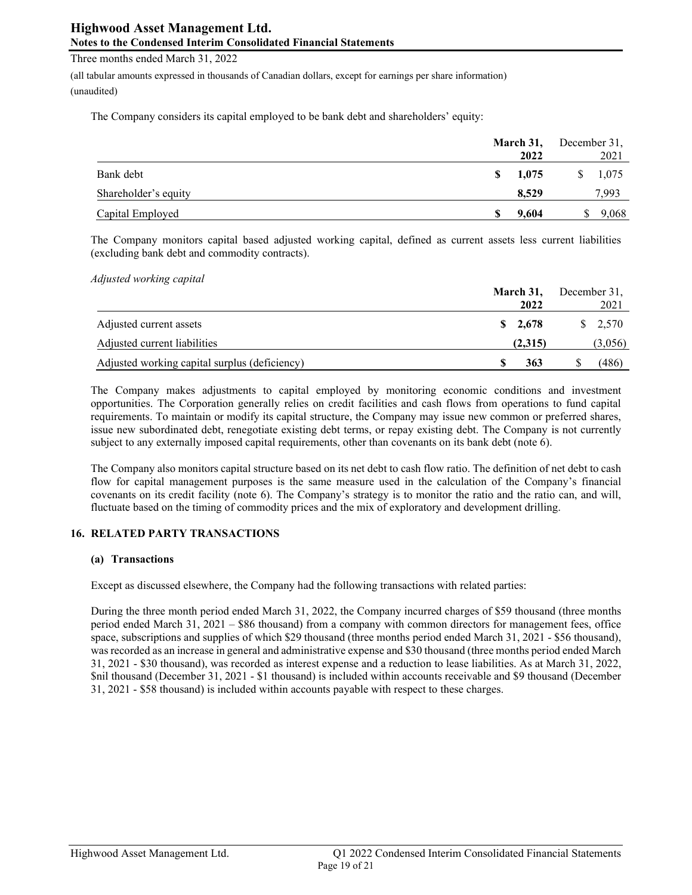The Company considers its capital employed to be bank debt and shareholders' equity:

| | March 31, 2022 | December 31, 2021 |
|---|---|---|
| Bank debt | $ 1,075 | $ 1,075 |
| Shareholder's equity | 8,529 | 7,993 |
| Capital Employed | $ 9,604 | $ 9,068 |

The Company monitors capital based adjusted working capital, defined as current assets less current liabilities (excluding bank debt and commodity contracts).

*Adjusted working capital*

| | March 31, 2022 | December 31, 2021 |
|---|---|---|
| Adjusted current assets | $ 2,678 | $ 2,570 |
| Adjusted current liabilities | (2,315) | (3,056) |
| Adjusted working capital surplus (deficiency) | $ 363 | $ (486) |

The Company makes adjustments to capital employed by monitoring economic conditions and investment opportunities. The Corporation generally relies on credit facilities and cash flows from operations to fund capital requirements. To maintain or modify its capital structure, the Company may issue new common or preferred shares, issue new subordinated debt, renegotiate existing debt terms, or repay existing debt. The Company is not currently subject to any externally imposed capital requirements, other than covenants on its bank debt (note 6).

The Company also monitors capital structure based on its net debt to cash flow ratio. The definition of net debt to cash flow for capital management purposes is the same measure used in the calculation of the Company's financial covenants on its credit facility (note 6). The Company's strategy is to monitor the ratio and the ratio can, and will, fluctuate based on the timing of commodity prices and the mix of exploratory and development drilling.

## 16. RELATED PARTY TRANSACTIONS

### (a) Transactions

Except as discussed elsewhere, the Company had the following transactions with related parties:

During the three month period ended March 31, 2022, the Company incurred charges of $59 thousand (three months period ended March 31, 2021 – $86 thousand) from a company with common directors for management fees, office space, subscriptions and supplies of which $29 thousand (three months period ended March 31, 2021 - $56 thousand), was recorded as an increase in general and administrative expense and $30 thousand (three months period ended March 31, 2021 - $30 thousand), was recorded as interest expense and a reduction to lease liabilities. As at March 31, 2022, $nil thousand (December 31, 2021 - $1 thousand) is included within accounts receivable and $9 thousand (December 31, 2021 - $58 thousand) is included within accounts payable with respect to these charges.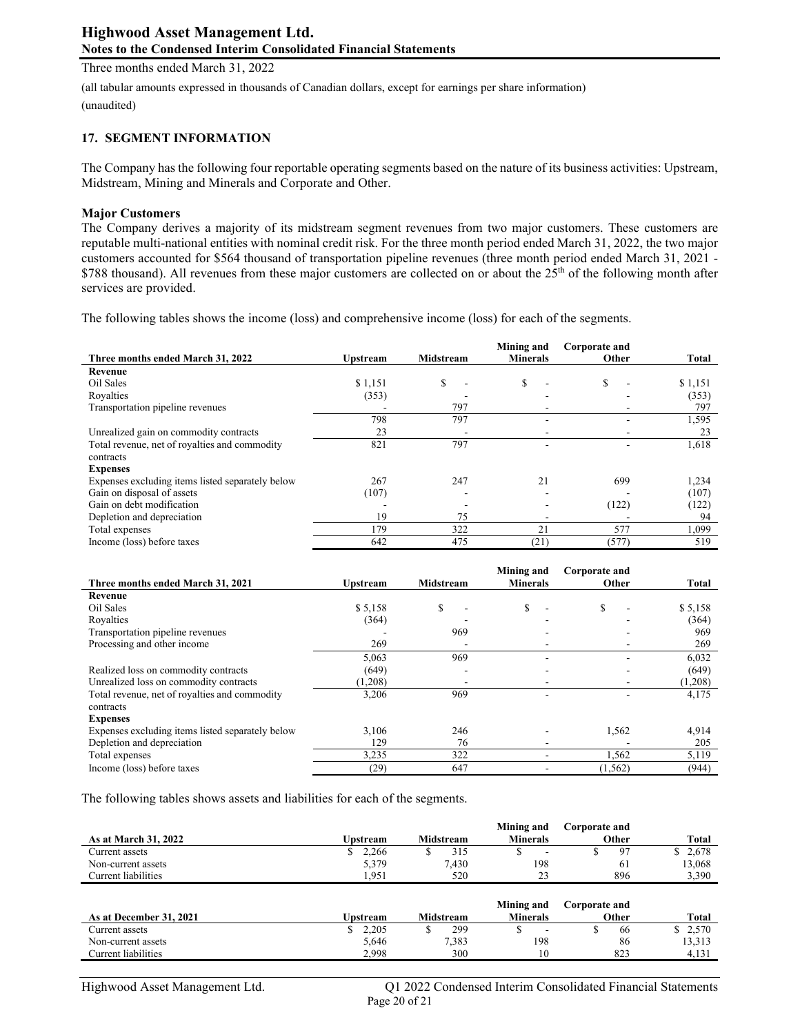## 17. SEGMENT INFORMATION

The Company has the following four reportable operating segments based on the nature of its business activities: Upstream, Midstream, Mining and Minerals and Corporate and Other.

### Major Customers

The Company derives a majority of its midstream segment revenues from two major customers. These customers are reputable multi-national entities with nominal credit risk. For the three month period ended March 31, 2022, the two major customers accounted for $564 thousand of transportation pipeline revenues (three month period ended March 31, 2021 - $788 thousand). All revenues from these major customers are collected on or about the 25th of the following month after services are provided.

The following tables shows the income (loss) and comprehensive income (loss) for each of the segments.

| Three months ended March 31, 2022 | Upstream | Midstream | Mining and Minerals | Corporate and Other | Total |
|---|---|---|---|---|---|
| **Revenue** | | | | | |
| Oil Sales | $ 1,151 | $ - | $ - | $ - | $ 1,151 |
| Royalties | (353) | - | - | - | (353) |
| Transportation pipeline revenues | - | 797 | - | - | 797 |
| | 798 | 797 | - | - | 1,595 |
| Unrealized gain on commodity contracts | 23 | - | - | - | 23 |
| Total revenue, net of royalties and commodity contracts | 821 | 797 | - | - | 1,618 |
| **Expenses** | | | | | |
| Expenses excluding items listed separately below | 267 | 247 | 21 | 699 | 1,234 |
| Gain on disposal of assets | (107) | - | - | - | (107) |
| Gain on debt modification | - | - | - | (122) | (122) |
| Depletion and depreciation | 19 | 75 | - | - | 94 |
| Total expenses | 179 | 322 | 21 | 577 | 1,099 |
| Income (loss) before taxes | 642 | 475 | (21) | (577) | 519 |

| Three months ended March 31, 2021 | Upstream | Midstream | Mining and Minerals | Corporate and Other | Total |
|---|---|---|---|---|---|
| **Revenue** | | | | | |
| Oil Sales | $ 5,158 | $ - | $ - | $ - | $ 5,158 |
| Royalties | (364) | - | - | - | (364) |
| Transportation pipeline revenues | - | 969 | - | - | 969 |
| Processing and other income | 269 | - | - | - | 269 |
| | 5,063 | 969 | - | - | 6,032 |
| Realized loss on commodity contracts | (649) | - | - | - | (649) |
| Unrealized loss on commodity contracts | (1,208) | - | - | - | (1,208) |
| Total revenue, net of royalties and commodity contracts | 3,206 | 969 | - | - | 4,175 |
| **Expenses** | | | | | |
| Expenses excluding items listed separately below | 3,106 | 246 | - | 1,562 | 4,914 |
| Depletion and depreciation | 129 | 76 | - | - | 205 |
| Total expenses | 3,235 | 322 | - | 1,562 | 5,119 |
| Income (loss) before taxes | (29) | 647 | - | (1,562) | (944) |

The following tables shows assets and liabilities for each of the segments.

| As at March 31, 2022 | Upstream | Midstream | Mining and Minerals | Corporate and Other | Total |
|---|---|---|---|---|---|
| Current assets | $ 2,266 | $ 315 | $ - | $ 97 | $ 2,678 |
| Non-current assets | 5,379 | 7,430 | 198 | 61 | 13,068 |
| Current liabilities | 1,951 | 520 | 23 | 896 | 3,390 |

| As at December 31, 2021 | Upstream | Midstream | Mining and Minerals | Corporate and Other | Total |
|---|---|---|---|---|---|
| Current assets | $ 2,205 | $ 299 | $ - | $ 66 | $ 2,570 |
| Non-current assets | 5,646 | 7,383 | 198 | 86 | 13,313 |
| Current liabilities | 2,998 | 300 | 10 | 823 | 4,131 |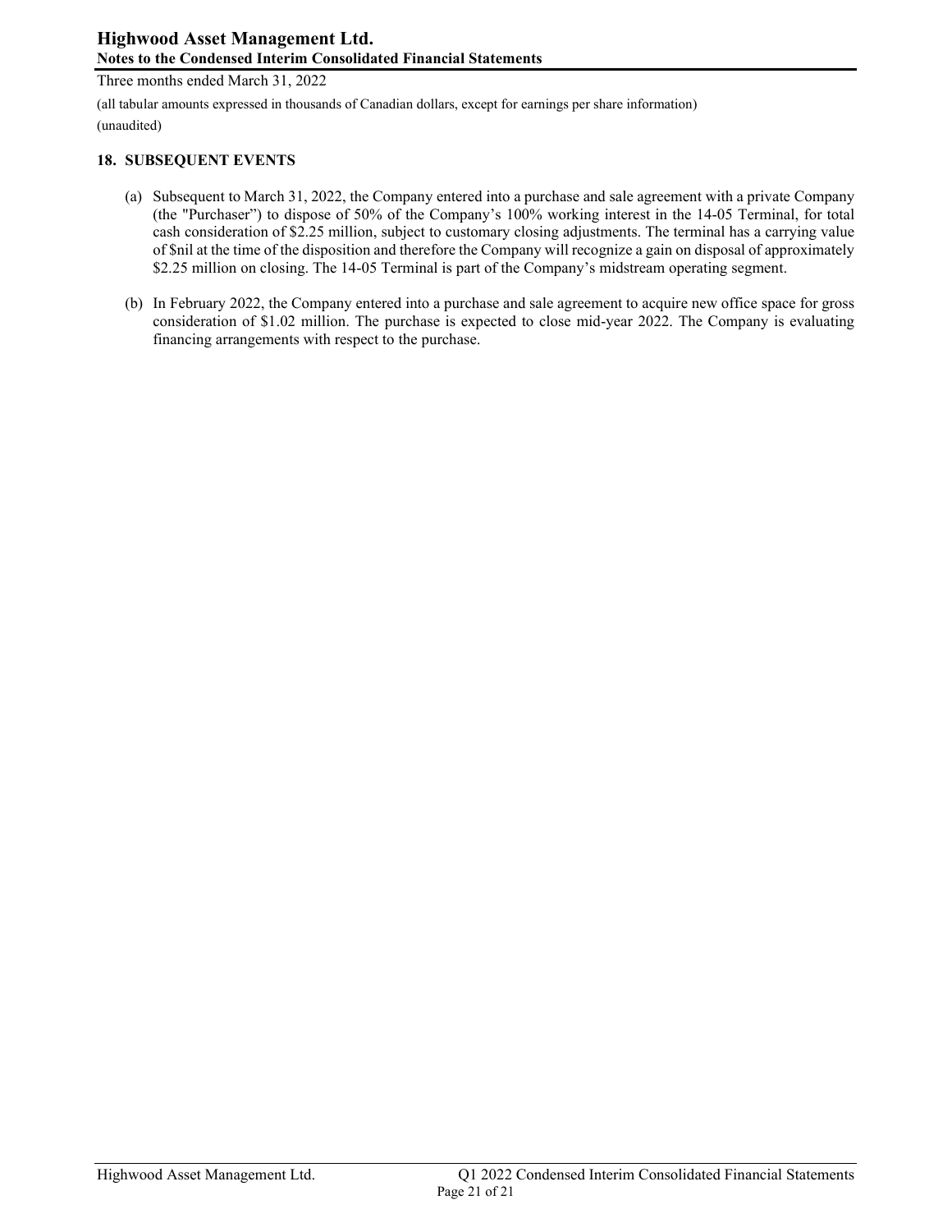## 18. SUBSEQUENT EVENTS

(a) Subsequent to March 31, 2022, the Company entered into a purchase and sale agreement with a private Company (the "Purchaser") to dispose of 50% of the Company's 100% working interest in the 14-05 Terminal, for total cash consideration of $2.25 million, subject to customary closing adjustments. The terminal has a carrying value of $nil at the time of the disposition and therefore the Company will recognize a gain on disposal of approximately $2.25 million on closing. The 14-05 Terminal is part of the Company's midstream operating segment.

(b) In February 2022, the Company entered into a purchase and sale agreement to acquire new office space for gross consideration of $1.02 million. The purchase is expected to close mid-year 2022. The Company is evaluating financing arrangements with respect to the purchase.